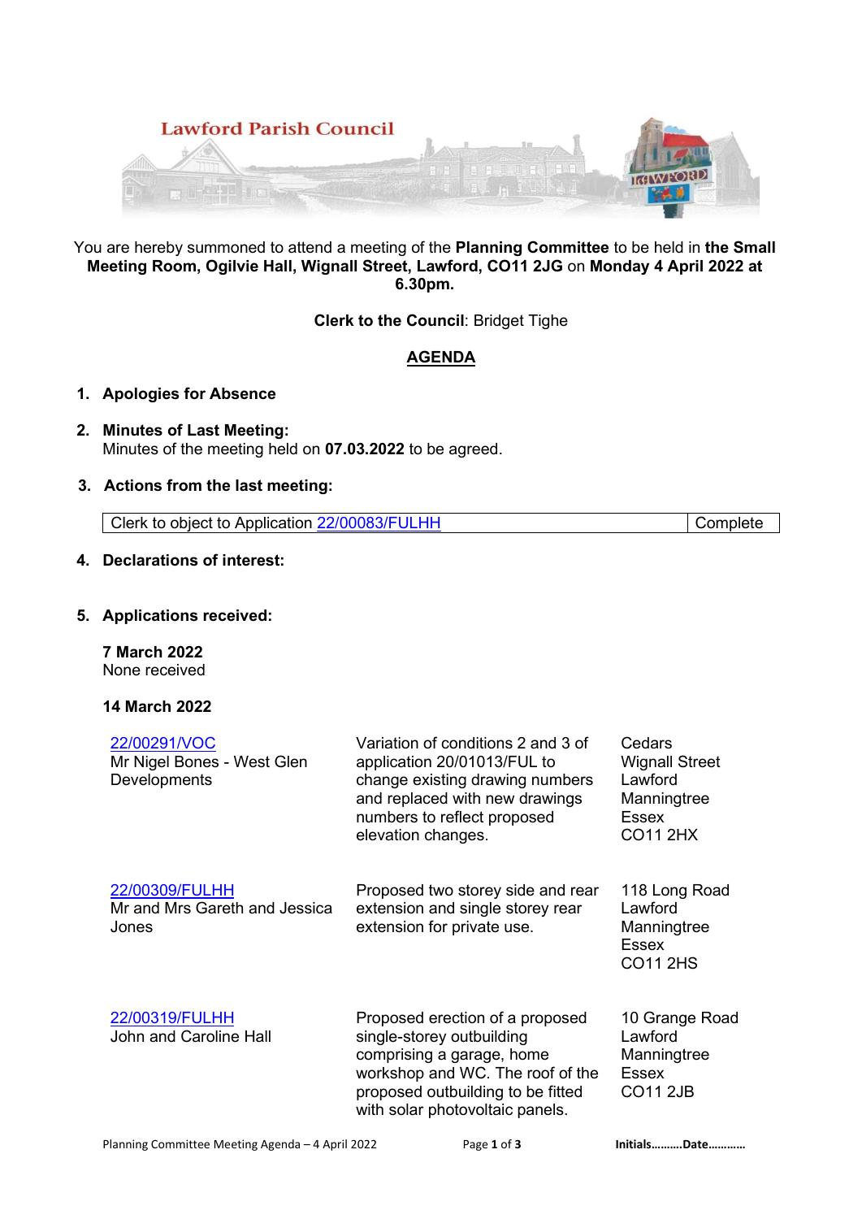Lawford Parish Council

You are hereby summoned to attend a meeting of the **Planning Committee** to be held in **the Small Meeting Room, Ogilvie Hall, Wignall Street, Lawford, CO11 2JG** on **Monday 4 April 2022 at 6.30pm.**

**Clerk to the Council**: Bridget Tighe

## AGENDA

1. **Apologies for Absence**

2. **Minutes of Last Meeting:**
   Minutes of the meeting held on **07.03.2022** to be agreed.

3. **Actions from the last meeting:**

| Clerk to object to Application 22/00083/FULHH | Complete |
|---|---|

4. **Declarations of interest:**

5. **Applications received:**

**7 March 2022**
None received

**14 March 2022**

| | | |
|---|---|---|
| 22/00291/VOC<br>Mr Nigel Bones - West Glen Developments | Variation of conditions 2 and 3 of application 20/01013/FUL to change existing drawing numbers and replaced with new drawings numbers to reflect proposed elevation changes. | Cedars<br>Wignall Street<br>Lawford<br>Manningtree<br>Essex<br>CO11 2HX |
| 22/00309/FULHH<br>Mr and Mrs Gareth and Jessica Jones | Proposed two storey side and rear extension and single storey rear extension for private use. | 118 Long Road<br>Lawford<br>Manningtree<br>Essex<br>CO11 2HS |
| 22/00319/FULHH<br>John and Caroline Hall | Proposed erection of a proposed single-storey outbuilding comprising a garage, home workshop and WC. The roof of the proposed outbuilding to be fitted with solar photovoltaic panels. | 10 Grange Road<br>Lawford<br>Manningtree<br>Essex<br>CO11 2JB |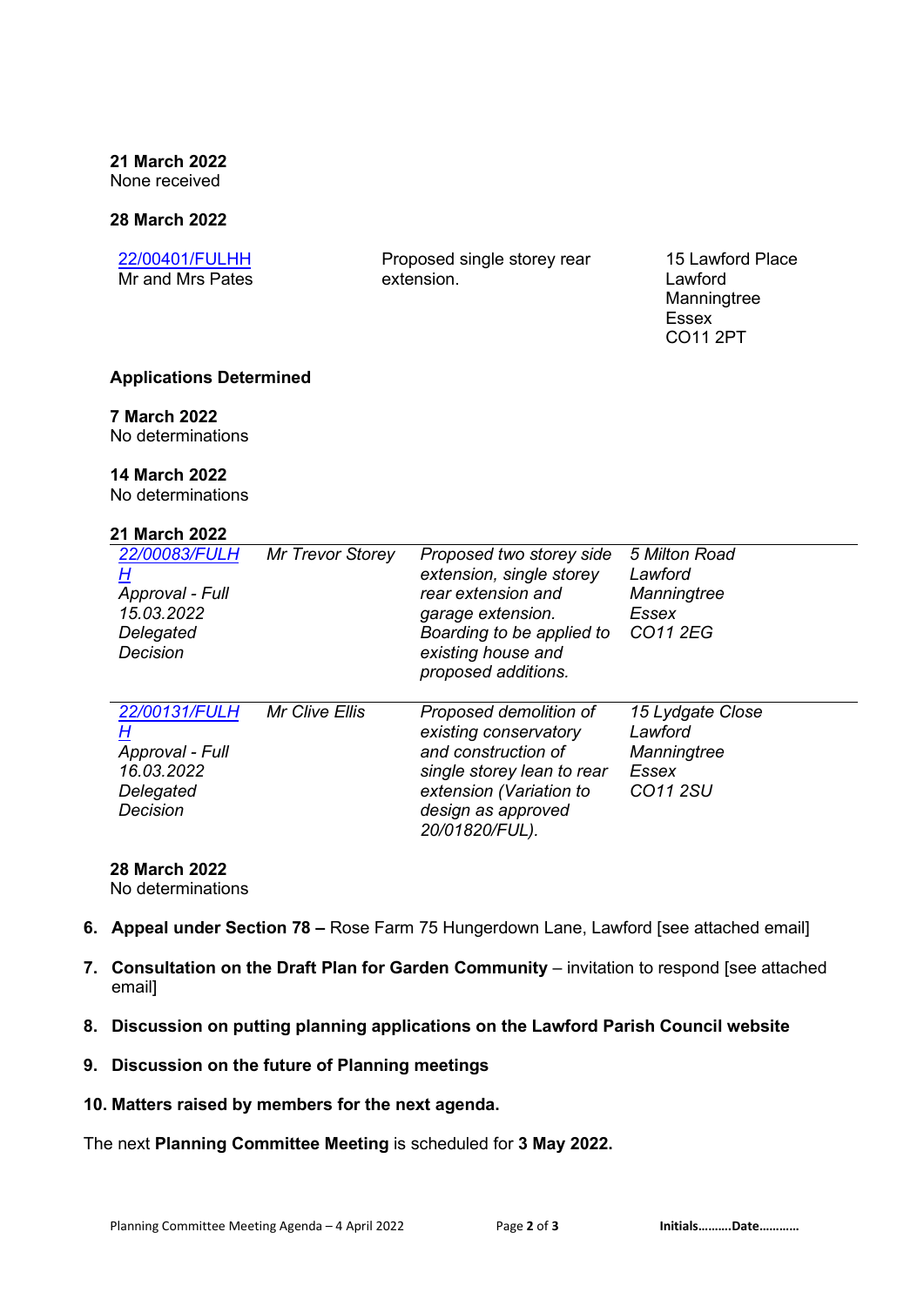**21 March 2022**
None received

**28 March 2022**

| | | |
|---|---|---|
| 22/00401/FULHH<br>Mr and Mrs Pates | Proposed single storey rear extension. | 15 Lawford Place<br>Lawford<br>Manningtree<br>Essex<br>CO11 2PT |

**Applications Determined**

**7 March 2022**
No determinations

**14 March 2022**
No determinations

**21 March 2022**

| | | | |
|---|---|---|---|
| *22/00083/FULHH*<br>*Approval - Full*<br>*15.03.2022*<br>*Delegated Decision* | *Mr Trevor Storey* | *Proposed two storey side extension, single storey rear extension and garage extension. Boarding to be applied to existing house and proposed additions.* | *5 Milton Road*<br>*Lawford*<br>*Manningtree*<br>*Essex*<br>*CO11 2EG* |
| *22/00131/FULHH*<br>*Approval - Full*<br>*16.03.2022*<br>*Delegated Decision* | *Mr Clive Ellis* | *Proposed demolition of existing conservatory and construction of single storey lean to rear extension (Variation to design as approved 20/01820/FUL).* | *15 Lydgate Close*<br>*Lawford*<br>*Manningtree*<br>*Essex*<br>*CO11 2SU* |

**28 March 2022**
No determinations

6. **Appeal under Section 78 –** Rose Farm 75 Hungerdown Lane, Lawford [see attached email]

7. **Consultation on the Draft Plan for Garden Community** – invitation to respond [see attached email]

8. **Discussion on putting planning applications on the Lawford Parish Council website**

9. **Discussion on the future of Planning meetings**

10. **Matters raised by members for the next agenda.**

The next **Planning Committee Meeting** is scheduled for **3 May 2022.**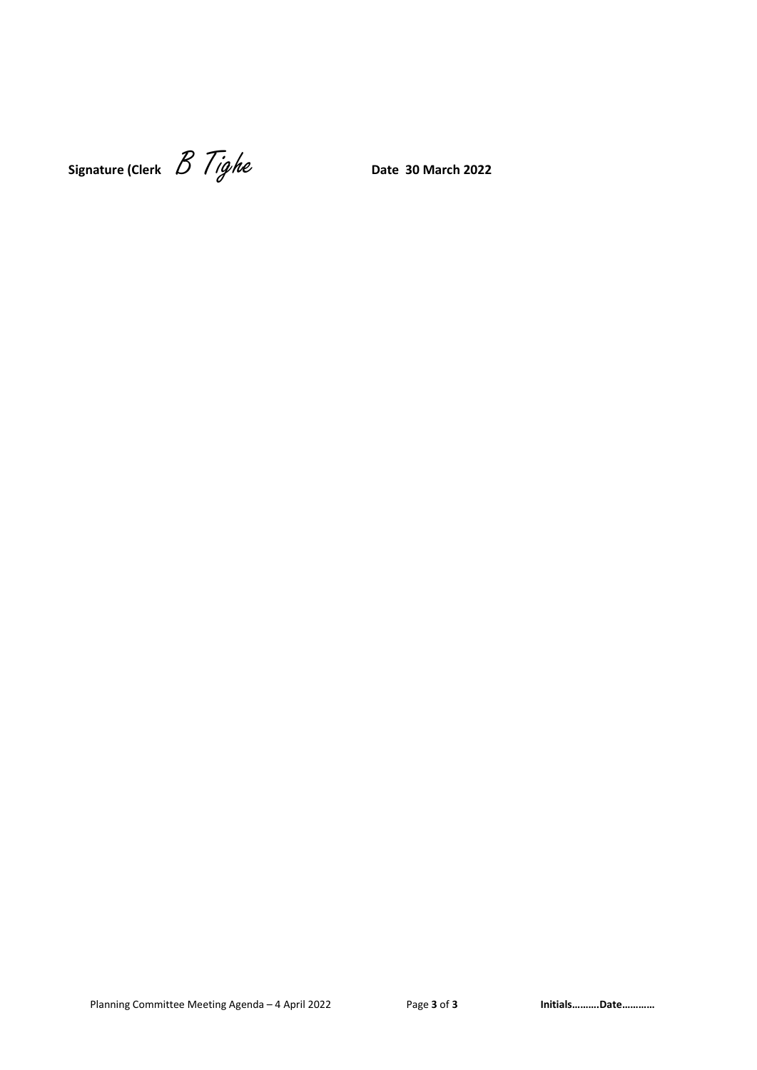**Signature (Clerk** B Tighe **Date 30 March 2022**